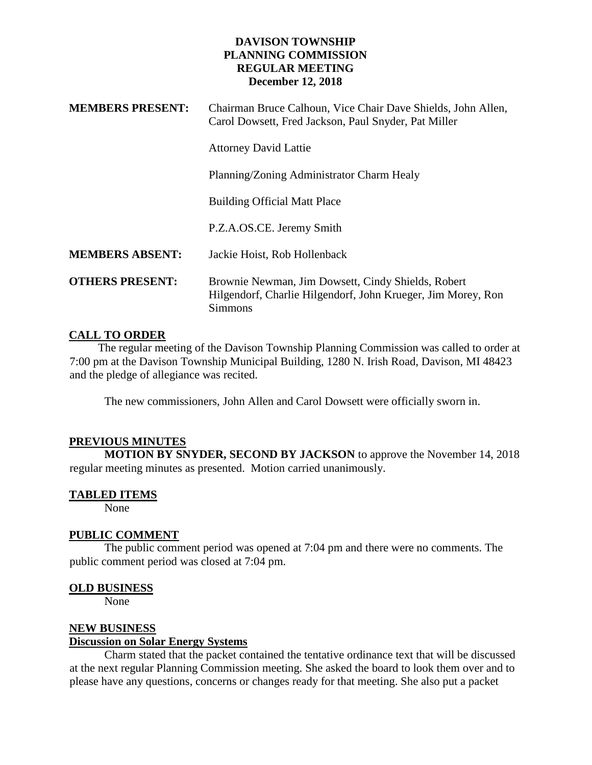# DAVISON TOWNSHIP
# PLANNING COMMISSION
# REGULAR MEETING
## December 12, 2018

**MEMBERS PRESENT:** Chairman Bruce Calhoun, Vice Chair Dave Shields, John Allen, Carol Dowsett, Fred Jackson, Paul Snyder, Pat Miller

Attorney David Lattie

Planning/Zoning Administrator Charm Healy

Building Official Matt Place

P.Z.A.OS.CE. Jeremy Smith

**MEMBERS ABSENT:** Jackie Hoist, Rob Hollenback

**OTHERS PRESENT:** Brownie Newman, Jim Dowsett, Cindy Shields, Robert Hilgendorf, Charlie Hilgendorf, John Krueger, Jim Morey, Ron Simmons

## CALL TO ORDER

The regular meeting of the Davison Township Planning Commission was called to order at 7:00 pm at the Davison Township Municipal Building, 1280 N. Irish Road, Davison, MI 48423 and the pledge of allegiance was recited.

The new commissioners, John Allen and Carol Dowsett were officially sworn in.

## PREVIOUS MINUTES

**MOTION BY SNYDER, SECOND BY JACKSON** to approve the November 14, 2018 regular meeting minutes as presented. Motion carried unanimously.

## TABLED ITEMS

None

## PUBLIC COMMENT

The public comment period was opened at 7:04 pm and there were no comments. The public comment period was closed at 7:04 pm.

## OLD BUSINESS

None

## NEW BUSINESS

### Discussion on Solar Energy Systems

Charm stated that the packet contained the tentative ordinance text that will be discussed at the next regular Planning Commission meeting. She asked the board to look them over and to please have any questions, concerns or changes ready for that meeting. She also put a packet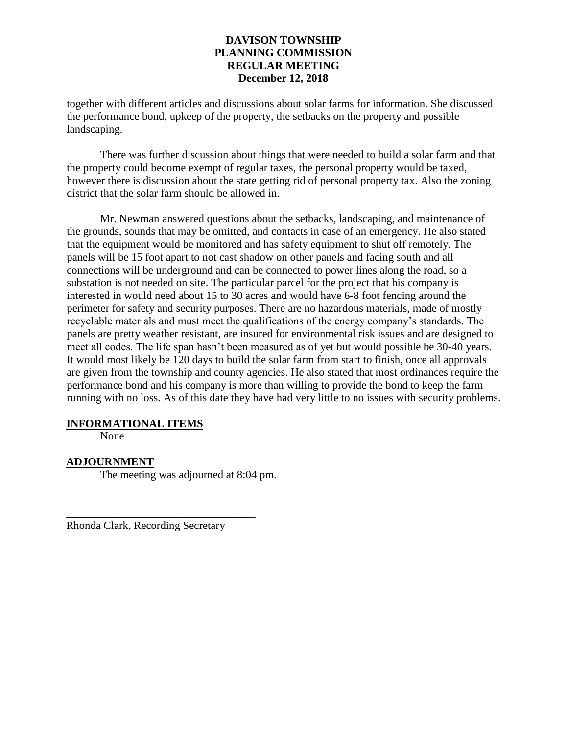together with different articles and discussions about solar farms for information. She discussed the performance bond, upkeep of the property, the setbacks on the property and possible landscaping.

There was further discussion about things that were needed to build a solar farm and that the property could become exempt of regular taxes, the personal property would be taxed, however there is discussion about the state getting rid of personal property tax. Also the zoning district that the solar farm should be allowed in.

Mr. Newman answered questions about the setbacks, landscaping, and maintenance of the grounds, sounds that may be omitted, and contacts in case of an emergency. He also stated that the equipment would be monitored and has safety equipment to shut off remotely. The panels will be 15 foot apart to not cast shadow on other panels and facing south and all connections will be underground and can be connected to power lines along the road, so a substation is not needed on site. The particular parcel for the project that his company is interested in would need about 15 to 30 acres and would have 6-8 foot fencing around the perimeter for safety and security purposes. There are no hazardous materials, made of mostly recyclable materials and must meet the qualifications of the energy company's standards. The panels are pretty weather resistant, are insured for environmental risk issues and are designed to meet all codes. The life span hasn't been measured as of yet but would possible be 30-40 years. It would most likely be 120 days to build the solar farm from start to finish, once all approvals are given from the township and county agencies. He also stated that most ordinances require the performance bond and his company is more than willing to provide the bond to keep the farm running with no loss. As of this date they have had very little to no issues with security problems.

## INFORMATIONAL ITEMS

None

## ADJOURNMENT

The meeting was adjourned at 8:04 pm.

\_\_\_\_\_\_\_\_\_\_\_\_\_\_\_\_\_\_\_\_\_\_\_\_\_\_\_\_\_\_\_\_\_\_

Rhonda Clark, Recording Secretary